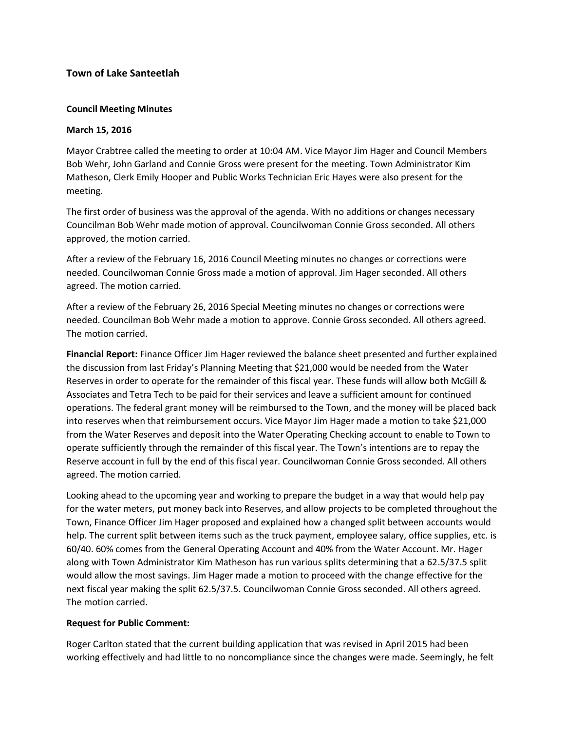## Town of Lake Santeetlah

### Council Meeting Minutes

### March 15, 2016

Mayor Crabtree called the meeting to order at 10:04 AM. Vice Mayor Jim Hager and Council Members Bob Wehr, John Garland and Connie Gross were present for the meeting. Town Administrator Kim Matheson, Clerk Emily Hooper and Public Works Technician Eric Hayes were also present for the meeting.

The first order of business was the approval of the agenda. With no additions or changes necessary Councilman Bob Wehr made motion of approval. Councilwoman Connie Gross seconded. All others approved, the motion carried.

After a review of the February 16, 2016 Council Meeting minutes no changes or corrections were needed. Councilwoman Connie Gross made a motion of approval. Jim Hager seconded. All others agreed. The motion carried.

After a review of the February 26, 2016 Special Meeting minutes no changes or corrections were needed. Councilman Bob Wehr made a motion to approve. Connie Gross seconded. All others agreed. The motion carried.

**Financial Report:** Finance Officer Jim Hager reviewed the balance sheet presented and further explained the discussion from last Friday's Planning Meeting that $21,000 would be needed from the Water Reserves in order to operate for the remainder of this fiscal year. These funds will allow both McGill & Associates and Tetra Tech to be paid for their services and leave a sufficient amount for continued operations. The federal grant money will be reimbursed to the Town, and the money will be placed back into reserves when that reimbursement occurs. Vice Mayor Jim Hager made a motion to take $21,000 from the Water Reserves and deposit into the Water Operating Checking account to enable to Town to operate sufficiently through the remainder of this fiscal year. The Town's intentions are to repay the Reserve account in full by the end of this fiscal year. Councilwoman Connie Gross seconded. All others agreed. The motion carried.

Looking ahead to the upcoming year and working to prepare the budget in a way that would help pay for the water meters, put money back into Reserves, and allow projects to be completed throughout the Town, Finance Officer Jim Hager proposed and explained how a changed split between accounts would help. The current split between items such as the truck payment, employee salary, office supplies, etc. is 60/40. 60% comes from the General Operating Account and 40% from the Water Account. Mr. Hager along with Town Administrator Kim Matheson has run various splits determining that a 62.5/37.5 split would allow the most savings. Jim Hager made a motion to proceed with the change effective for the next fiscal year making the split 62.5/37.5. Councilwoman Connie Gross seconded. All others agreed. The motion carried.

**Request for Public Comment:**

Roger Carlton stated that the current building application that was revised in April 2015 had been working effectively and had little to no noncompliance since the changes were made. Seemingly, he felt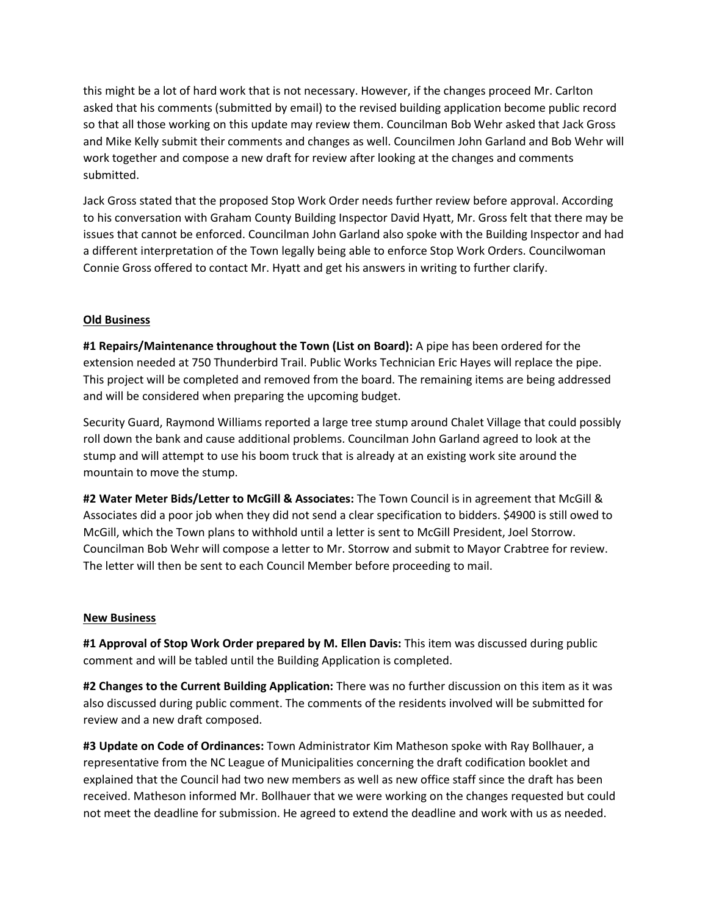this might be a lot of hard work that is not necessary. However, if the changes proceed Mr. Carlton asked that his comments (submitted by email) to the revised building application become public record so that all those working on this update may review them. Councilman Bob Wehr asked that Jack Gross and Mike Kelly submit their comments and changes as well. Councilmen John Garland and Bob Wehr will work together and compose a new draft for review after looking at the changes and comments submitted.

Jack Gross stated that the proposed Stop Work Order needs further review before approval. According to his conversation with Graham County Building Inspector David Hyatt, Mr. Gross felt that there may be issues that cannot be enforced. Councilman John Garland also spoke with the Building Inspector and had a different interpretation of the Town legally being able to enforce Stop Work Orders. Councilwoman Connie Gross offered to contact Mr. Hyatt and get his answers in writing to further clarify.

## Old Business

**#1 Repairs/Maintenance throughout the Town (List on Board):** A pipe has been ordered for the extension needed at 750 Thunderbird Trail. Public Works Technician Eric Hayes will replace the pipe. This project will be completed and removed from the board. The remaining items are being addressed and will be considered when preparing the upcoming budget.

Security Guard, Raymond Williams reported a large tree stump around Chalet Village that could possibly roll down the bank and cause additional problems. Councilman John Garland agreed to look at the stump and will attempt to use his boom truck that is already at an existing work site around the mountain to move the stump.

**#2 Water Meter Bids/Letter to McGill & Associates:** The Town Council is in agreement that McGill & Associates did a poor job when they did not send a clear specification to bidders. $4900 is still owed to McGill, which the Town plans to withhold until a letter is sent to McGill President, Joel Storrow. Councilman Bob Wehr will compose a letter to Mr. Storrow and submit to Mayor Crabtree for review. The letter will then be sent to each Council Member before proceeding to mail.

## New Business

**#1 Approval of Stop Work Order prepared by M. Ellen Davis:** This item was discussed during public comment and will be tabled until the Building Application is completed.

**#2 Changes to the Current Building Application:** There was no further discussion on this item as it was also discussed during public comment. The comments of the residents involved will be submitted for review and a new draft composed.

**#3 Update on Code of Ordinances:** Town Administrator Kim Matheson spoke with Ray Bollhauer, a representative from the NC League of Municipalities concerning the draft codification booklet and explained that the Council had two new members as well as new office staff since the draft has been received. Matheson informed Mr. Bollhauer that we were working on the changes requested but could not meet the deadline for submission. He agreed to extend the deadline and work with us as needed.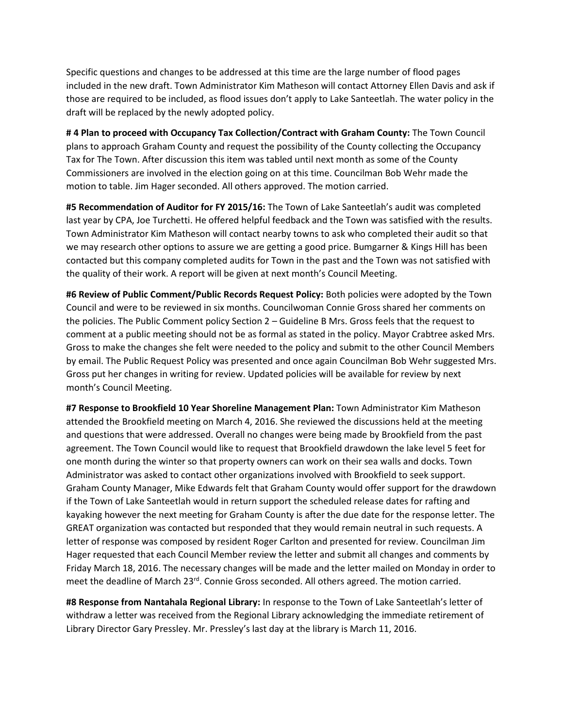Specific questions and changes to be addressed at this time are the large number of flood pages included in the new draft. Town Administrator Kim Matheson will contact Attorney Ellen Davis and ask if those are required to be included, as flood issues don't apply to Lake Santeetlah. The water policy in the draft will be replaced by the newly adopted policy.

**# 4 Plan to proceed with Occupancy Tax Collection/Contract with Graham County:** The Town Council plans to approach Graham County and request the possibility of the County collecting the Occupancy Tax for The Town. After discussion this item was tabled until next month as some of the County Commissioners are involved in the election going on at this time. Councilman Bob Wehr made the motion to table. Jim Hager seconded. All others approved. The motion carried.

**#5 Recommendation of Auditor for FY 2015/16:** The Town of Lake Santeetlah's audit was completed last year by CPA, Joe Turchetti. He offered helpful feedback and the Town was satisfied with the results. Town Administrator Kim Matheson will contact nearby towns to ask who completed their audit so that we may research other options to assure we are getting a good price. Bumgarner & Kings Hill has been contacted but this company completed audits for Town in the past and the Town was not satisfied with the quality of their work. A report will be given at next month's Council Meeting.

**#6 Review of Public Comment/Public Records Request Policy:** Both policies were adopted by the Town Council and were to be reviewed in six months. Councilwoman Connie Gross shared her comments on the policies. The Public Comment policy Section 2 – Guideline B Mrs. Gross feels that the request to comment at a public meeting should not be as formal as stated in the policy. Mayor Crabtree asked Mrs. Gross to make the changes she felt were needed to the policy and submit to the other Council Members by email. The Public Request Policy was presented and once again Councilman Bob Wehr suggested Mrs. Gross put her changes in writing for review. Updated policies will be available for review by next month's Council Meeting.

**#7 Response to Brookfield 10 Year Shoreline Management Plan:** Town Administrator Kim Matheson attended the Brookfield meeting on March 4, 2016. She reviewed the discussions held at the meeting and questions that were addressed. Overall no changes were being made by Brookfield from the past agreement. The Town Council would like to request that Brookfield drawdown the lake level 5 feet for one month during the winter so that property owners can work on their sea walls and docks. Town Administrator was asked to contact other organizations involved with Brookfield to seek support. Graham County Manager, Mike Edwards felt that Graham County would offer support for the drawdown if the Town of Lake Santeetlah would in return support the scheduled release dates for rafting and kayaking however the next meeting for Graham County is after the due date for the response letter. The GREAT organization was contacted but responded that they would remain neutral in such requests. A letter of response was composed by resident Roger Carlton and presented for review. Councilman Jim Hager requested that each Council Member review the letter and submit all changes and comments by Friday March 18, 2016. The necessary changes will be made and the letter mailed on Monday in order to meet the deadline of March 23rd. Connie Gross seconded. All others agreed. The motion carried.

**#8 Response from Nantahala Regional Library:** In response to the Town of Lake Santeetlah's letter of withdraw a letter was received from the Regional Library acknowledging the immediate retirement of Library Director Gary Pressley. Mr. Pressley's last day at the library is March 11, 2016.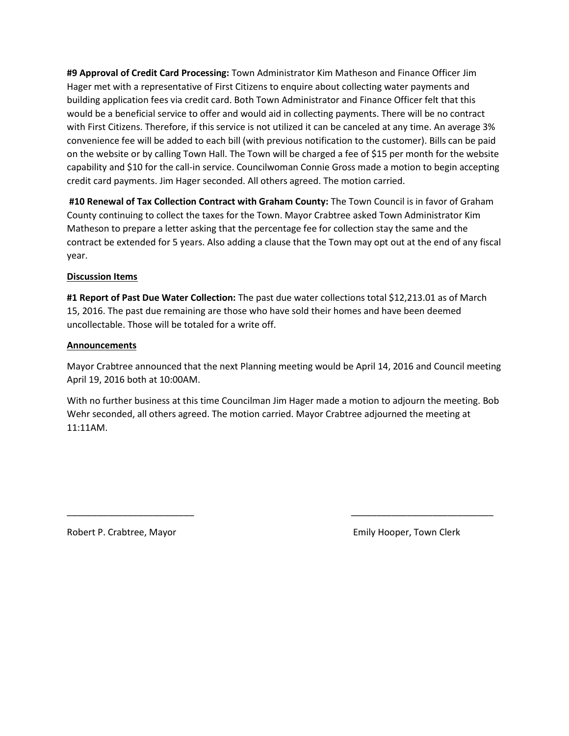**#9 Approval of Credit Card Processing:** Town Administrator Kim Matheson and Finance Officer Jim Hager met with a representative of First Citizens to enquire about collecting water payments and building application fees via credit card. Both Town Administrator and Finance Officer felt that this would be a beneficial service to offer and would aid in collecting payments. There will be no contract with First Citizens. Therefore, if this service is not utilized it can be canceled at any time. An average 3% convenience fee will be added to each bill (with previous notification to the customer). Bills can be paid on the website or by calling Town Hall. The Town will be charged a fee of $15 per month for the website capability and $10 for the call-in service. Councilwoman Connie Gross made a motion to begin accepting credit card payments. Jim Hager seconded. All others agreed. The motion carried.

**#10 Renewal of Tax Collection Contract with Graham County:** The Town Council is in favor of Graham County continuing to collect the taxes for the Town. Mayor Crabtree asked Town Administrator Kim Matheson to prepare a letter asking that the percentage fee for collection stay the same and the contract be extended for 5 years. Also adding a clause that the Town may opt out at the end of any fiscal year.

**<u>Discussion Items</u>**

**#1 Report of Past Due Water Collection:** The past due water collections total $12,213.01 as of March 15, 2016. The past due remaining are those who have sold their homes and have been deemed uncollectable. Those will be totaled for a write off.

**<u>Announcements</u>**

Mayor Crabtree announced that the next Planning meeting would be April 14, 2016 and Council meeting April 19, 2016 both at 10:00AM.

With no further business at this time Councilman Jim Hager made a motion to adjourn the meeting. Bob Wehr seconded, all others agreed. The motion carried. Mayor Crabtree adjourned the meeting at 11:11AM.

_________________________ _____________________________

Robert P. Crabtree, Mayor Emily Hooper, Town Clerk